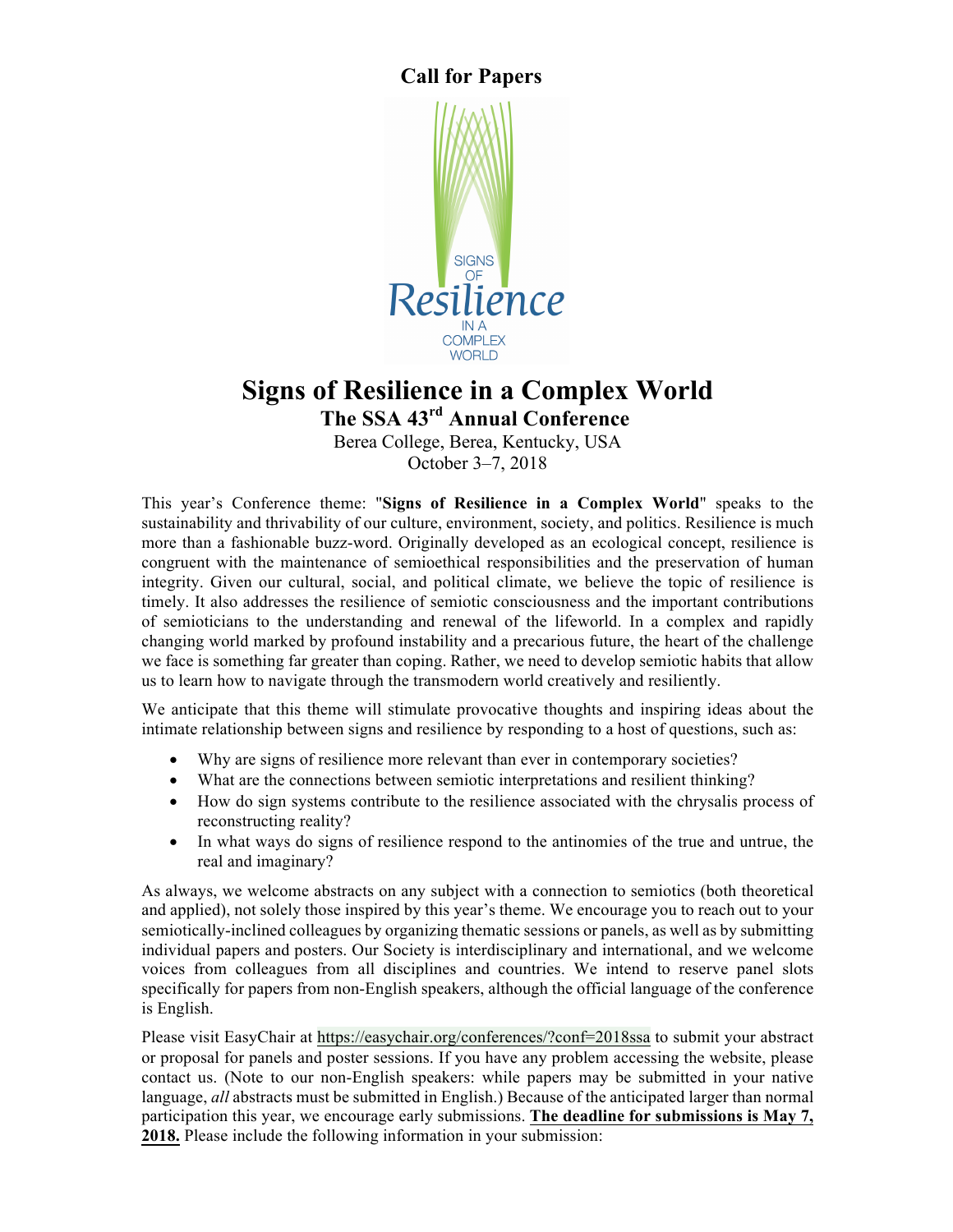**Call for Papers**

# Signs of Resilience in a Complex World

## The SSA 43rd Annual Conference

Berea College, Berea, Kentucky, USA
October 3–7, 2018

This year's Conference theme: "**Signs of Resilience in a Complex World**" speaks to the sustainability and thrivability of our culture, environment, society, and politics. Resilience is much more than a fashionable buzz-word. Originally developed as an ecological concept, resilience is congruent with the maintenance of semioethical responsibilities and the preservation of human integrity. Given our cultural, social, and political climate, we believe the topic of resilience is timely. It also addresses the resilience of semiotic consciousness and the important contributions of semioticians to the understanding and renewal of the lifeworld. In a complex and rapidly changing world marked by profound instability and a precarious future, the heart of the challenge we face is something far greater than coping. Rather, we need to develop semiotic habits that allow us to learn how to navigate through the transmodern world creatively and resiliently.

We anticipate that this theme will stimulate provocative thoughts and inspiring ideas about the intimate relationship between signs and resilience by responding to a host of questions, such as:

- Why are signs of resilience more relevant than ever in contemporary societies?
- What are the connections between semiotic interpretations and resilient thinking?
- How do sign systems contribute to the resilience associated with the chrysalis process of reconstructing reality?
- In what ways do signs of resilience respond to the antinomies of the true and untrue, the real and imaginary?

As always, we welcome abstracts on any subject with a connection to semiotics (both theoretical and applied), not solely those inspired by this year's theme. We encourage you to reach out to your semiotically-inclined colleagues by organizing thematic sessions or panels, as well as by submitting individual papers and posters. Our Society is interdisciplinary and international, and we welcome voices from colleagues from all disciplines and countries. We intend to reserve panel slots specifically for papers from non-English speakers, although the official language of the conference is English.

Please visit EasyChair at https://easychair.org/conferences/?conf=2018ssa to submit your abstract or proposal for panels and poster sessions. If you have any problem accessing the website, please contact us. (Note to our non-English speakers: while papers may be submitted in your native language, *all* abstracts must be submitted in English.) Because of the anticipated larger than normal participation this year, we encourage early submissions. **The deadline for submissions is May 7, 2018.** Please include the following information in your submission: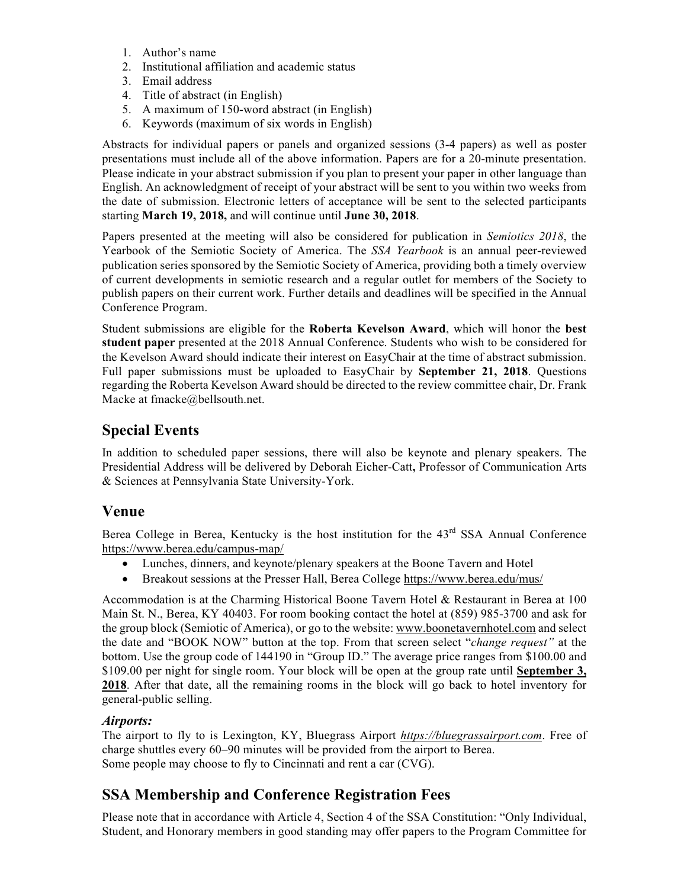1. Author's name
2. Institutional affiliation and academic status
3. Email address
4. Title of abstract (in English)
5. A maximum of 150-word abstract (in English)
6. Keywords (maximum of six words in English)

Abstracts for individual papers or panels and organized sessions (3-4 papers) as well as poster presentations must include all of the above information. Papers are for a 20-minute presentation. Please indicate in your abstract submission if you plan to present your paper in other language than English. An acknowledgment of receipt of your abstract will be sent to you within two weeks from the date of submission. Electronic letters of acceptance will be sent to the selected participants starting **March 19, 2018,** and will continue until **June 30, 2018**.

Papers presented at the meeting will also be considered for publication in *Semiotics 2018*, the Yearbook of the Semiotic Society of America. The *SSA Yearbook* is an annual peer-reviewed publication series sponsored by the Semiotic Society of America, providing both a timely overview of current developments in semiotic research and a regular outlet for members of the Society to publish papers on their current work. Further details and deadlines will be specified in the Annual Conference Program.

Student submissions are eligible for the **Roberta Kevelson Award**, which will honor the **best student paper** presented at the 2018 Annual Conference. Students who wish to be considered for the Kevelson Award should indicate their interest on EasyChair at the time of abstract submission. Full paper submissions must be uploaded to EasyChair by **September 21, 2018**. Questions regarding the Roberta Kevelson Award should be directed to the review committee chair, Dr. Frank Macke at fmacke@bellsouth.net.

## Special Events

In addition to scheduled paper sessions, there will also be keynote and plenary speakers. The Presidential Address will be delivered by Deborah Eicher-Catt**,** Professor of Communication Arts & Sciences at Pennsylvania State University-York.

## Venue

Berea College in Berea, Kentucky is the host institution for the 43rd SSA Annual Conference https://www.berea.edu/campus-map/

- Lunches, dinners, and keynote/plenary speakers at the Boone Tavern and Hotel
- Breakout sessions at the Presser Hall, Berea College https://www.berea.edu/mus/

Accommodation is at the Charming Historical Boone Tavern Hotel & Restaurant in Berea at 100 Main St. N., Berea, KY 40403. For room booking contact the hotel at (859) 985-3700 and ask for the group block (Semiotic of America), or go to the website: www.boonetavernhotel.com and select the date and "BOOK NOW" button at the top. From that screen select "*change request"* at the bottom. Use the group code of 144190 in "Group ID." The average price ranges from \$100.00 and \$109.00 per night for single room. Your block will be open at the group rate until **September 3, 2018**. After that date, all the remaining rooms in the block will go back to hotel inventory for general-public selling.

### *Airports:*

The airport to fly to is Lexington, KY, Bluegrass Airport *https://bluegrassairport.com*. Free of charge shuttles every 60–90 minutes will be provided from the airport to Berea.
Some people may choose to fly to Cincinnati and rent a car (CVG).

## SSA Membership and Conference Registration Fees

Please note that in accordance with Article 4, Section 4 of the SSA Constitution: "Only Individual, Student, and Honorary members in good standing may offer papers to the Program Committee for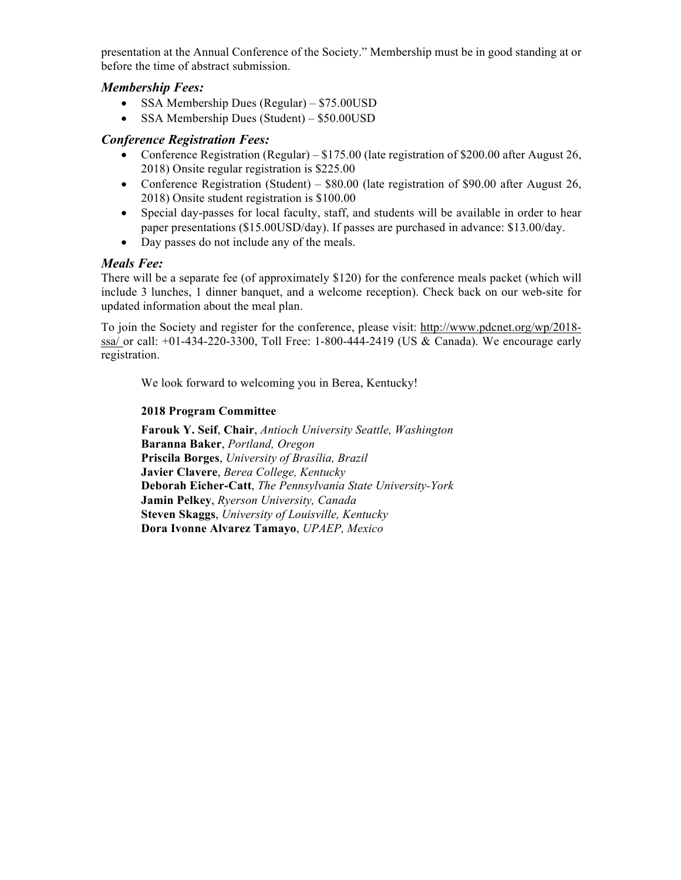presentation at the Annual Conference of the Society." Membership must be in good standing at or before the time of abstract submission.

### *Membership Fees:*

- SSA Membership Dues (Regular) – $75.00USD
- SSA Membership Dues (Student) – $50.00USD

### *Conference Registration Fees:*

- Conference Registration (Regular) – $175.00 (late registration of $200.00 after August 26, 2018) Onsite regular registration is $225.00
- Conference Registration (Student) – $80.00 (late registration of $90.00 after August 26, 2018) Onsite student registration is $100.00
- Special day-passes for local faculty, staff, and students will be available in order to hear paper presentations ($15.00USD/day). If passes are purchased in advance: $13.00/day.
- Day passes do not include any of the meals.

### *Meals Fee:*

There will be a separate fee (of approximately $120) for the conference meals packet (which will include 3 lunches, 1 dinner banquet, and a welcome reception). Check back on our web-site for updated information about the meal plan.

To join the Society and register for the conference, please visit: http://www.pdcnet.org/wp/2018-ssa/ or call: +01-434-220-3300, Toll Free: 1-800-444-2419 (US & Canada). We encourage early registration.

We look forward to welcoming you in Berea, Kentucky!

**2018 Program Committee**

**Farouk Y. Seif**, **Chair**, *Antioch University Seattle, Washington*
**Baranna Baker**, *Portland, Oregon*
**Priscila Borges**, *University of Brasília, Brazil*
**Javier Clavere**, *Berea College, Kentucky*
**Deborah Eicher-Catt**, *The Pennsylvania State University-York*
**Jamin Pelkey**, *Ryerson University, Canada*
**Steven Skaggs**, *University of Louisville, Kentucky*
**Dora Ivonne Alvarez Tamayo**, *UPAEP, Mexico*